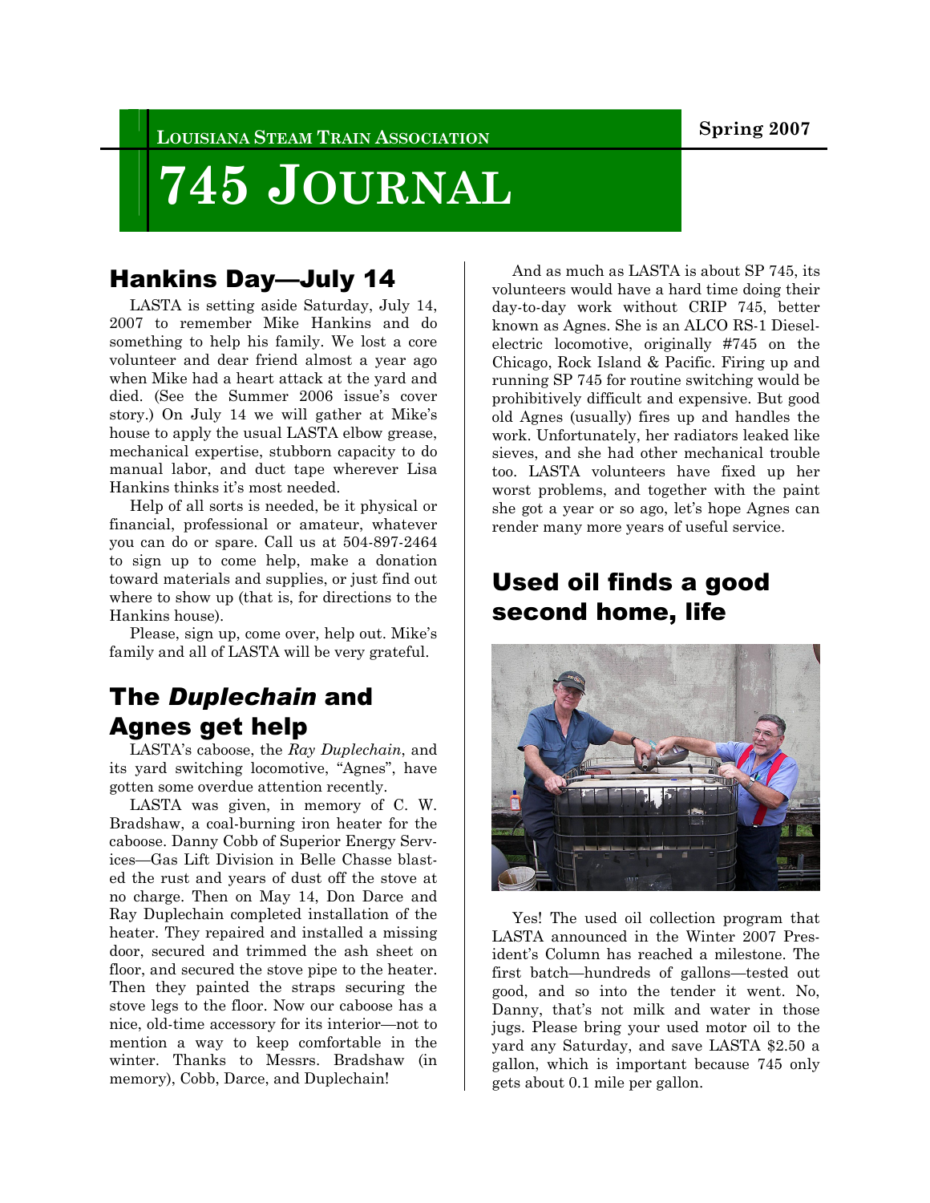LOUISIANA STEAM TRAIN ASSOCIATION

Spring 2007

# 745 JOURNAL

## Hankins Day—July 14

LASTA is setting aside Saturday, July 14, 2007 to remember Mike Hankins and do something to help his family. We lost a core volunteer and dear friend almost a year ago when Mike had a heart attack at the yard and died. (See the Summer 2006 issue's cover story.) On July 14 we will gather at Mike's house to apply the usual LASTA elbow grease, mechanical expertise, stubborn capacity to do manual labor, and duct tape wherever Lisa Hankins thinks it's most needed.

Help of all sorts is needed, be it physical or financial, professional or amateur, whatever you can do or spare. Call us at 504-897-2464 to sign up to come help, make a donation toward materials and supplies, or just find out where to show up (that is, for directions to the Hankins house).

Please, sign up, come over, help out. Mike's family and all of LASTA will be very grateful.

## The *Duplechain* and Agnes get help

LASTA's caboose, the *Ray Duplechain*, and its yard switching locomotive, "Agnes", have gotten some overdue attention recently.

LASTA was given, in memory of C. W. Bradshaw, a coal-burning iron heater for the caboose. Danny Cobb of Superior Energy Services—Gas Lift Division in Belle Chasse blasted the rust and years of dust off the stove at no charge. Then on May 14, Don Darce and Ray Duplechain completed installation of the heater. They repaired and installed a missing door, secured and trimmed the ash sheet on floor, and secured the stove pipe to the heater. Then they painted the straps securing the stove legs to the floor. Now our caboose has a nice, old-time accessory for its interior—not to mention a way to keep comfortable in the winter. Thanks to Messrs. Bradshaw (in memory), Cobb, Darce, and Duplechain!

And as much as LASTA is about SP 745, its volunteers would have a hard time doing their day-to-day work without CRIP 745, better known as Agnes. She is an ALCO RS-1 Diesel-electric locomotive, originally #745 on the Chicago, Rock Island & Pacific. Firing up and running SP 745 for routine switching would be prohibitively difficult and expensive. But good old Agnes (usually) fires up and handles the work. Unfortunately, her radiators leaked like sieves, and she had other mechanical trouble too. LASTA volunteers have fixed up her worst problems, and together with the paint she got a year or so ago, let's hope Agnes can render many more years of useful service.

## Used oil finds a good second home, life

Yes! The used oil collection program that LASTA announced in the Winter 2007 President's Column has reached a milestone. The first batch—hundreds of gallons—tested out good, and so into the tender it went. No, Danny, that's not milk and water in those jugs. Please bring your used motor oil to the yard any Saturday, and save LASTA $2.50 a gallon, which is important because 745 only gets about 0.1 mile per gallon.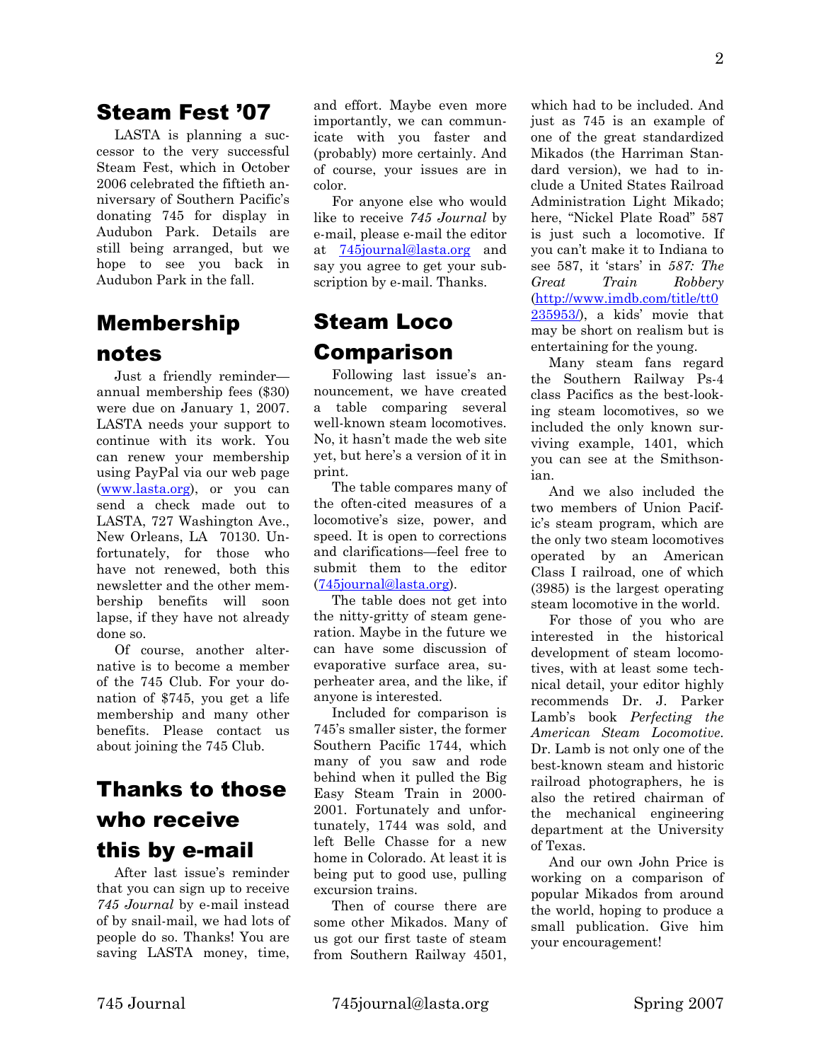## Steam Fest '07

LASTA is planning a successor to the very successful Steam Fest, which in October 2006 celebrated the fiftieth anniversary of Southern Pacific's donating 745 for display in Audubon Park. Details are still being arranged, but we hope to see you back in Audubon Park in the fall.

## Membership notes

Just a friendly reminder—annual membership fees ($30) were due on January 1, 2007. LASTA needs your support to continue with its work. You can renew your membership using PayPal via our web page (www.lasta.org), or you can send a check made out to LASTA, 727 Washington Ave., New Orleans, LA 70130. Unfortunately, for those who have not renewed, both this newsletter and the other membership benefits will soon lapse, if they have not already done so.

Of course, another alternative is to become a member of the 745 Club. For your donation of $745, you get a life membership and many other benefits. Please contact us about joining the 745 Club.

## Thanks to those who receive this by e-mail

After last issue's reminder that you can sign up to receive *745 Journal* by e-mail instead of by snail-mail, we had lots of people do so. Thanks! You are saving LASTA money, time, and effort. Maybe even more importantly, we can communicate with you faster and (probably) more certainly. And of course, your issues are in color.

For anyone else who would like to receive *745 Journal* by e-mail, please e-mail the editor at 745journal@lasta.org and say you agree to get your subscription by e-mail. Thanks.

## Steam Loco Comparison

Following last issue's announcement, we have created a table comparing several well-known steam locomotives. No, it hasn't made the web site yet, but here's a version of it in print.

The table compares many of the often-cited measures of a locomotive's size, power, and speed. It is open to corrections and clarifications—feel free to submit them to the editor (745journal@lasta.org).

The table does not get into the nitty-gritty of steam generation. Maybe in the future we can have some discussion of evaporative surface area, superheater area, and the like, if anyone is interested.

Included for comparison is 745's smaller sister, the former Southern Pacific 1744, which many of you saw and rode behind when it pulled the Big Easy Steam Train in 2000-2001. Fortunately and unfortunately, 1744 was sold, and left Belle Chasse for a new home in Colorado. At least it is being put to good use, pulling excursion trains.

Then of course there are some other Mikados. Many of us got our first taste of steam from Southern Railway 4501, which had to be included. And just as 745 is an example of one of the great standardized Mikados (the Harriman Standard version), we had to include a United States Railroad Administration Light Mikado; here, "Nickel Plate Road" 587 is just such a locomotive. If you can't make it to Indiana to see 587, it 'stars' in *587: The Great Train Robbery* (http://www.imdb.com/title/tt0235953/), a kids' movie that may be short on realism but is entertaining for the young.

Many steam fans regard the Southern Railway Ps-4 class Pacifics as the best-looking steam locomotives, so we included the only known surviving example, 1401, which you can see at the Smithsonian.

And we also included the two members of Union Pacific's steam program, which are the only two steam locomotives operated by an American Class I railroad, one of which (3985) is the largest operating steam locomotive in the world.

For those of you who are interested in the historical development of steam locomotives, with at least some technical detail, your editor highly recommends Dr. J. Parker Lamb's book *Perfecting the American Steam Locomotive*. Dr. Lamb is not only one of the best-known steam and historic railroad photographers, he is also the retired chairman of the mechanical engineering department at the University of Texas.

And our own John Price is working on a comparison of popular Mikados from around the world, hoping to produce a small publication. Give him your encouragement!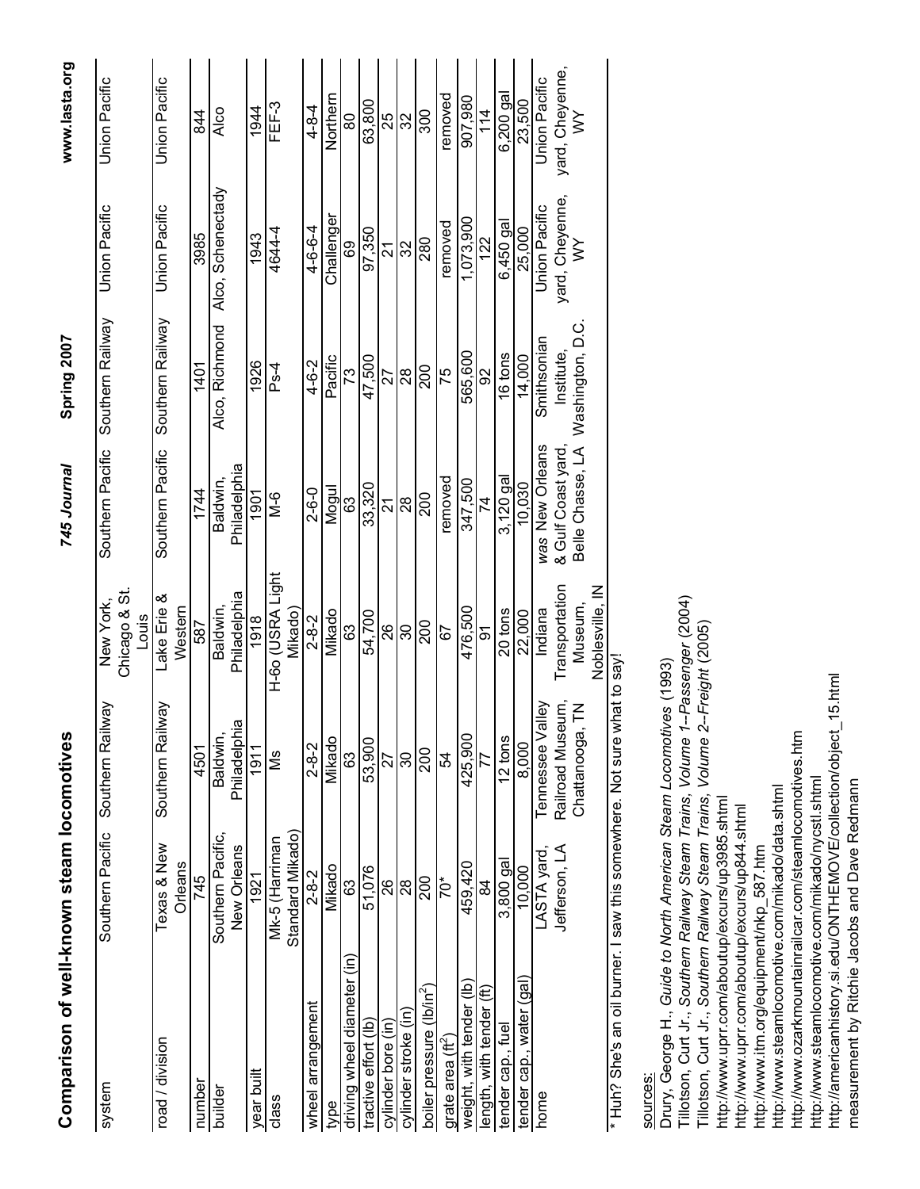# Comparison of well-known steam locomotives

| system | Southern Pacific | Southern Railway | New York, Chicago & St. Louis | Southern Pacific | Southern Railway | Union Pacific | Union Pacific |
|---|---|---|---|---|---|---|---|
| road / division | Texas & New Orleans | Southern Railway | Lake Erie & Western | Southern Pacific | Southern Railway | Union Pacific | Union Pacific |
| number | 745 | 4501 | 587 | 1744 | 1401 | 3985 | 844 |
| builder | Southern Pacific, New Orleans | Baldwin, Philadelphia | Baldwin, Philadelphia | Baldwin, Philadelphia | Alco, Richmond | Alco, Schenectady | Alco |
| year built | 1921 | 1911 | 1918 | 1901 | 1926 | 1943 | 1944 |
| class | Mk-5 (Harriman Standard Mikado) | Ms | H-6o (USRA Light Mikado) | M-6 | Ps-4 | 4644-4 | FEF-3 |
| wheel arrangement | 2-8-2 | 2-8-2 | 2-8-2 | 2-6-0 | 4-6-2 | 4-6-6-4 | 4-8-4 |
| type | Mikado | Mikado | Mikado | Mogul | Pacific | Challenger | Northern |
| driving wheel diameter (in) | 63 | 63 | 63 | 63 | 73 | 69 | 80 |
| tractive effort (lb) | 51,076 | 53,900 | 54,700 | 33,320 | 47,500 | 97,350 | 63,800 |
| cylinder bore (in) | 26 | 27 | 26 | 21 | 27 | 21 | 25 |
| cylinder stroke (in) | 28 | 30 | 30 | 28 | 28 | 32 | 32 |
| boiler pressure (lb/in$^2$) | 200 | 200 | 200 | 200 | 200 | 280 | 300 |
| grate area (ft$^2$) | 70* | 54 | 67 | removed | 75 | removed | removed |
| weight, with tender (lb) | 459,420 | 425,900 | 476,500 | 347,500 | 565,600 | 1,073,900 | 907,980 |
| length, with tender (ft) | 84 | 77 | 91 | 74 | 92 | 122 | 114 |
| tender cap., fuel | 3,800 gal | 12 tons | 20 tons | 3,120 gal | 16 tons | 6,450 gal | 6,200 gal |
| tender cap., water (gal) | 10,000 | 8,000 | 22,000 | 10,030 | 14,000 | 25,000 | 23,500 |
| home | LASTA yard, Jefferson, LA | Tennessee Valley Railroad Museum, Chattanooga, TN | Indiana Transportation Museum, Noblesville, IN | *was* New Orleans & Gulf Coast yard, Belle Chasse, LA | Smithsonian Institute, Washington, D.C. | Union Pacific yard, Cheyenne, WY | Union Pacific yard, Cheyenne, WY |

\* Huh? She's an oil burner. I saw this somewhere. Not sure what to say!

sources:
Drury, George H., *Guide to North American Steam Locomotives* (1993)
Tillotson, Curt Jr., *Southern Railway Steam Trains, Volume 1--Passenger* (2004)
Tillotson, Curt Jr., *Southern Railway Steam Trains, Volume 2--Freight* (2005)
http://www.uprr.com/aboutup/excurs/up3985.shtml
http://www.uprr.com/aboutup/excurs/up844.shtml
http://www.itm.org/equipment/nkp_587.htm
http://www.steamlocomotive.com/mikado/data.shtml
http://www.ozarkmountainrailcar.com/steamlocomotives.htm
http://www.steamlocomotive.com/mikado/nycstl.shtml
http://americanhistory.si.edu/ONTHEMOVE/collection/object_15.html
measurement by Ritchie Jacobs and Dave Redmann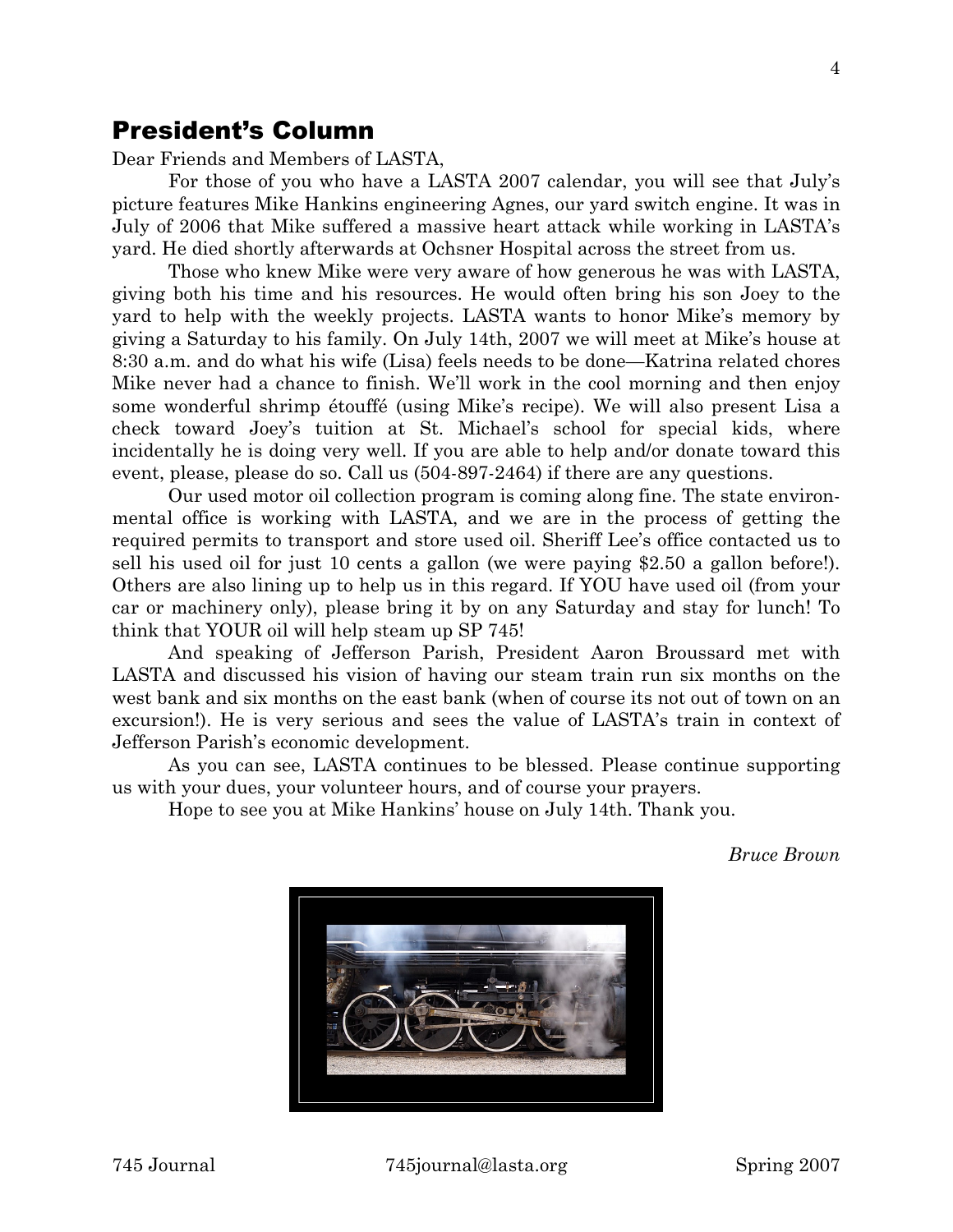## President's Column

Dear Friends and Members of LASTA,

For those of you who have a LASTA 2007 calendar, you will see that July's picture features Mike Hankins engineering Agnes, our yard switch engine. It was in July of 2006 that Mike suffered a massive heart attack while working in LASTA's yard. He died shortly afterwards at Ochsner Hospital across the street from us.

Those who knew Mike were very aware of how generous he was with LASTA, giving both his time and his resources. He would often bring his son Joey to the yard to help with the weekly projects. LASTA wants to honor Mike's memory by giving a Saturday to his family. On July 14th, 2007 we will meet at Mike's house at 8:30 a.m. and do what his wife (Lisa) feels needs to be done—Katrina related chores Mike never had a chance to finish. We'll work in the cool morning and then enjoy some wonderful shrimp étouffé (using Mike's recipe). We will also present Lisa a check toward Joey's tuition at St. Michael's school for special kids, where incidentally he is doing very well. If you are able to help and/or donate toward this event, please, please do so. Call us (504-897-2464) if there are any questions.

Our used motor oil collection program is coming along fine. The state environmental office is working with LASTA, and we are in the process of getting the required permits to transport and store used oil. Sheriff Lee's office contacted us to sell his used oil for just 10 cents a gallon (we were paying $2.50 a gallon before!). Others are also lining up to help us in this regard. If YOU have used oil (from your car or machinery only), please bring it by on any Saturday and stay for lunch! To think that YOUR oil will help steam up SP 745!

And speaking of Jefferson Parish, President Aaron Broussard met with LASTA and discussed his vision of having our steam train run six months on the west bank and six months on the east bank (when of course its not out of town on an excursion!). He is very serious and sees the value of LASTA's train in context of Jefferson Parish's economic development.

As you can see, LASTA continues to be blessed. Please continue supporting us with your dues, your volunteer hours, and of course your prayers.

Hope to see you at Mike Hankins' house on July 14th. Thank you.

*Bruce Brown*